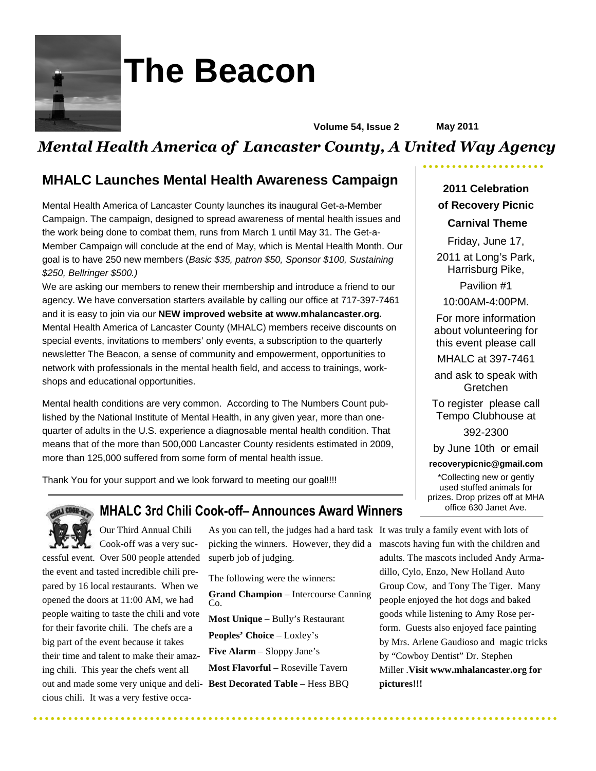# The Beacon

Volume 54, Issue 2 May 2011

*Mental Health America of Lancaster County, A United Way Agency*

## MHALC Launches Mental Health Awareness Campaign

Mental Health America of Lancaster County launches its inaugural Get-a-Member Campaign. The campaign, designed to spread awareness of mental health issues and the work being done to combat them, runs from March 1 until May 31. The Get-a-Member Campaign will conclude at the end of May, which is Mental Health Month. Our goal is to have 250 new members (*Basic $35, patron $50, Sponsor $100, Sustaining $250, Bellringer $500.)*

We are asking our members to renew their membership and introduce a friend to our agency. We have conversation starters available by calling our office at 717-397-7461 and it is easy to join via our **NEW improved website at www.mhalancaster.org.** Mental Health America of Lancaster County (MHALC) members receive discounts on special events, invitations to members' only events, a subscription to the quarterly newsletter The Beacon, a sense of community and empowerment, opportunities to network with professionals in the mental health field, and access to trainings, workshops and educational opportunities.

Mental health conditions are very common. According to The Numbers Count published by the National Institute of Mental Health, in any given year, more than one-quarter of adults in the U.S. experience a diagnosable mental health condition. That means that of the more than 500,000 Lancaster County residents estimated in 2009, more than 125,000 suffered from some form of mental health issue.

Thank You for your support and we look forward to meeting our goal!!!!

## MHALC 3rd Chili Cook-off– Announces Award Winners

Our Third Annual Chili Cook-off was a very successful event. Over 500 people attended the event and tasted incredible chili prepared by 16 local restaurants. When we opened the doors at 11:00 AM, we had people waiting to taste the chili and vote for their favorite chili. The chefs are a big part of the event because it takes their time and talent to make their amazing chili. This year the chefs went all out and made some very unique and delicious chili. It was a very festive occasion. As you can tell, the judges had a hard task picking the winners. However, they did a superb job of judging.

The following were the winners:

**Grand Champion** – Intercourse Canning Co.

**Most Unique** – Bully's Restaurant

**Peoples' Choice** – Loxley's

**Five Alarm** – Sloppy Jane's

**Most Flavorful** – Roseville Tavern

**Best Decorated Table** – Hess BBQ

It was truly a family event with lots of mascots having fun with the children and adults. The mascots included Andy Armadillo, Cylo, Enzo, New Holland Auto Group Cow, and Tony The Tiger. Many people enjoyed the hot dogs and baked goods while listening to Amy Rose perform. Guests also enjoyed face painting by Mrs. Arlene Gaudioso and magic tricks by "Cowboy Dentist" Dr. Stephen Miller .**Visit www.mhalancaster.org for pictures!!!**

---

**2011 Celebration of Recovery Picnic**

**Carnival Theme**

Friday, June 17, 2011 at Long's Park, Harrisburg Pike, Pavilion #1

10:00AM-4:00PM.

For more information about volunteering for this event please call MHALC at 397-7461 and ask to speak with Gretchen

To register please call Tempo Clubhouse at 392-2300 by June 10th or email **recoverypicnic@gmail.com**

*Collecting new or gently used stuffed animals for prizes. Drop prizes off at MHA office 630 Janet Ave.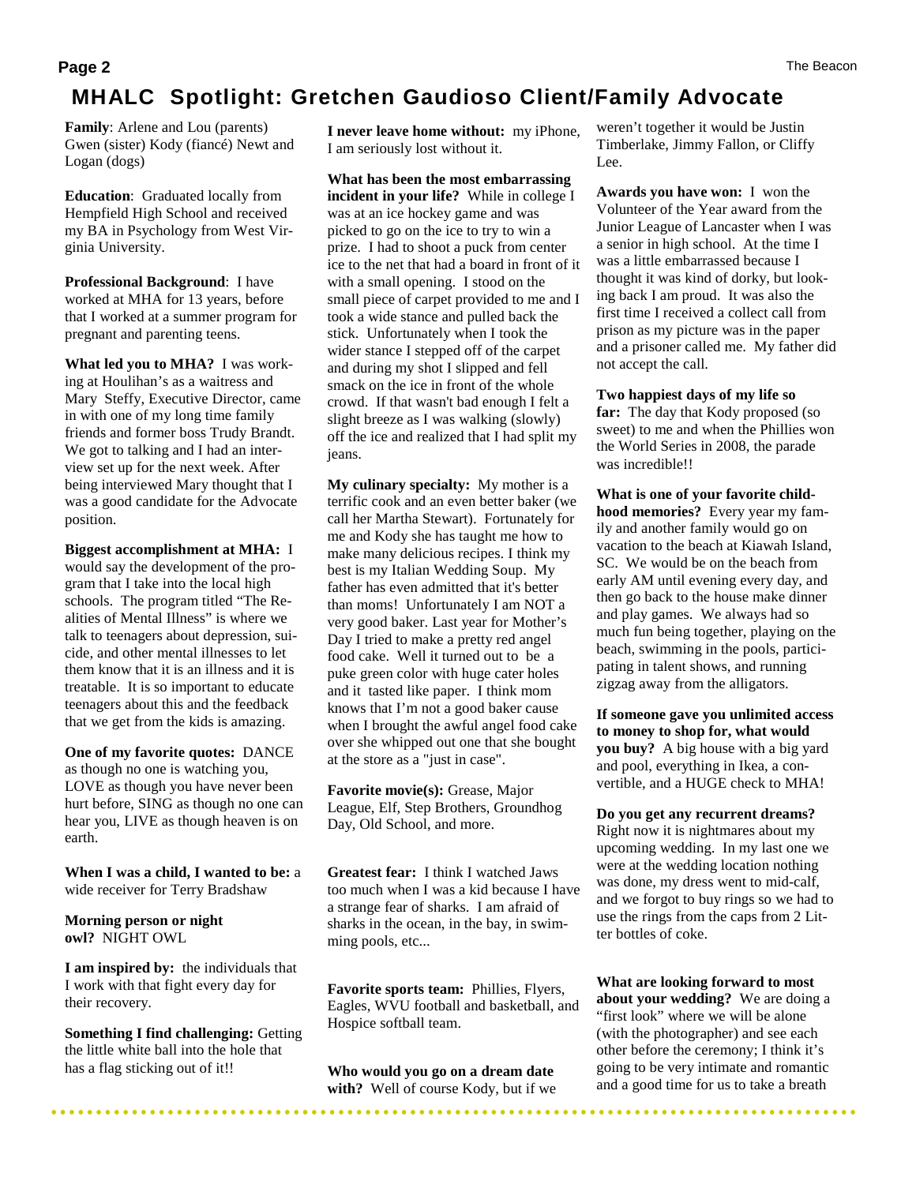# MHALC Spotlight: Gretchen Gaudioso Client/Family Advocate

**Family**: Arlene and Lou (parents) Gwen (sister) Kody (fiancé) Newt and Logan (dogs)

**Education**: Graduated locally from Hempfield High School and received my BA in Psychology from West Virginia University.

**Professional Background**: I have worked at MHA for 13 years, before that I worked at a summer program for pregnant and parenting teens.

**What led you to MHA?** I was working at Houlihan's as a waitress and Mary Steffy, Executive Director, came in with one of my long time family friends and former boss Trudy Brandt. We got to talking and I had an interview set up for the next week. After being interviewed Mary thought that I was a good candidate for the Advocate position.

**Biggest accomplishment at MHA:** I would say the development of the program that I take into the local high schools. The program titled "The Realities of Mental Illness" is where we talk to teenagers about depression, suicide, and other mental illnesses to let them know that it is an illness and it is treatable. It is so important to educate teenagers about this and the feedback that we get from the kids is amazing.

**One of my favorite quotes:** DANCE as though no one is watching you, LOVE as though you have never been hurt before, SING as though no one can hear you, LIVE as though heaven is on earth.

**When I was a child, I wanted to be:** a wide receiver for Terry Bradshaw

**Morning person or night owl?** NIGHT OWL

**I am inspired by:** the individuals that I work with that fight every day for their recovery.

**Something I find challenging:** Getting the little white ball into the hole that has a flag sticking out of it!!

**I never leave home without:** my iPhone, I am seriously lost without it.

**What has been the most embarrassing incident in your life?** While in college I was at an ice hockey game and was picked to go on the ice to try to win a prize. I had to shoot a puck from center ice to the net that had a board in front of it with a small opening. I stood on the small piece of carpet provided to me and I took a wide stance and pulled back the stick. Unfortunately when I took the wider stance I stepped off of the carpet and during my shot I slipped and fell smack on the ice in front of the whole crowd. If that wasn't bad enough I felt a slight breeze as I was walking (slowly) off the ice and realized that I had split my jeans.

**My culinary specialty:** My mother is a terrific cook and an even better baker (we call her Martha Stewart). Fortunately for me and Kody she has taught me how to make many delicious recipes. I think my best is my Italian Wedding Soup. My father has even admitted that it's better than moms! Unfortunately I am NOT a very good baker. Last year for Mother's Day I tried to make a pretty red angel food cake. Well it turned out to be a puke green color with huge cater holes and it tasted like paper. I think mom knows that I'm not a good baker cause when I brought the awful angel food cake over she whipped out one that she bought at the store as a "just in case".

**Favorite movie(s):** Grease, Major League, Elf, Step Brothers, Groundhog Day, Old School, and more.

**Greatest fear:** I think I watched Jaws too much when I was a kid because I have a strange fear of sharks. I am afraid of sharks in the ocean, in the bay, in swimming pools, etc...

**Favorite sports team:** Phillies, Flyers, Eagles, WVU football and basketball, and Hospice softball team.

**Who would you go on a dream date with?** Well of course Kody, but if we weren't together it would be Justin Timberlake, Jimmy Fallon, or Cliffy Lee.

**Awards you have won:** I won the Volunteer of the Year award from the Junior League of Lancaster when I was a senior in high school. At the time I was a little embarrassed because I thought it was kind of dorky, but looking back I am proud. It was also the first time I received a collect call from prison as my picture was in the paper and a prisoner called me. My father did not accept the call.

**Two happiest days of my life so far:** The day that Kody proposed (so sweet) to me and when the Phillies won the World Series in 2008, the parade was incredible!!

**What is one of your favorite childhood memories?** Every year my family and another family would go on vacation to the beach at Kiawah Island, SC. We would be on the beach from early AM until evening every day, and then go back to the house make dinner and play games. We always had so much fun being together, playing on the beach, swimming in the pools, participating in talent shows, and running zigzag away from the alligators.

**If someone gave you unlimited access to money to shop for, what would you buy?** A big house with a big yard and pool, everything in Ikea, a convertible, and a HUGE check to MHA!

**Do you get any recurrent dreams?** Right now it is nightmares about my upcoming wedding. In my last one we were at the wedding location nothing was done, my dress went to mid-calf, and we forgot to buy rings so we had to use the rings from the caps from 2 Liter bottles of coke.

**What are looking forward to most about your wedding?** We are doing a "first look" where we will be alone (with the photographer) and see each other before the ceremony; I think it's going to be very intimate and romantic and a good time for us to take a breath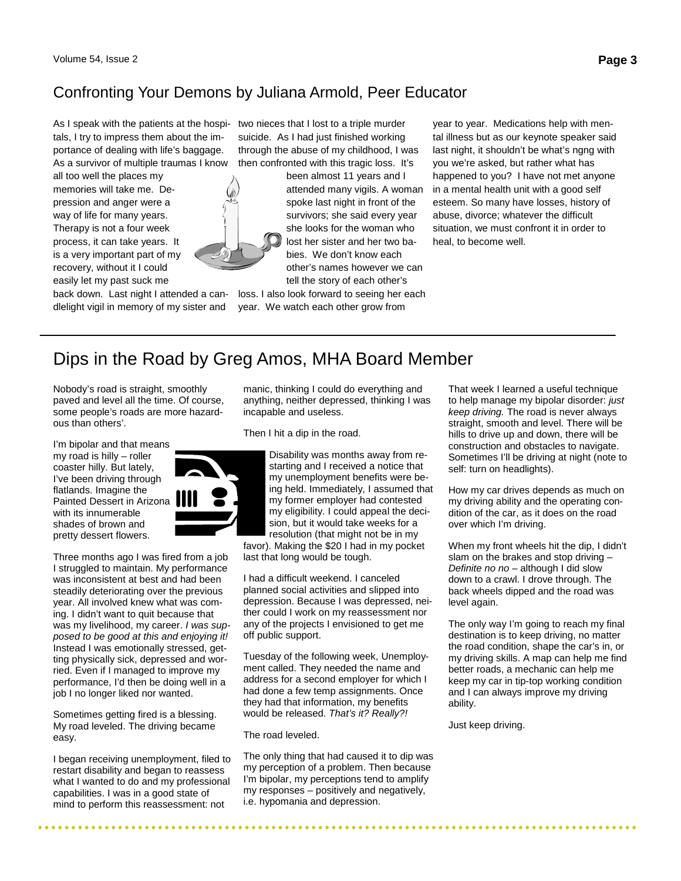## Confronting Your Demons by Juliana Armold, Peer Educator

As I speak with the patients at the hospitals, I try to impress them about the importance of dealing with life's baggage. As a survivor of multiple traumas I know all too well the places my memories will take me. Depression and anger were a way of life for many years. Therapy is not a four week process, it can take years. It is a very important part of my recovery, without it I could easily let my past suck me back down. Last night I attended a candlelight vigil in memory of my sister and two nieces that I lost to a triple murder suicide. As I had just finished working through the abuse of my childhood, I was then confronted with this tragic loss. It's been almost 11 years and I attended many vigils. A woman spoke last night in front of the survivors; she said every year she looks for the woman who lost her sister and her two babies. We don't know each other's names however we can tell the story of each other's loss. I also look forward to seeing her each year. We watch each other grow from year to year. Medications help with mental illness but as our keynote speaker said last night, it shouldn't be what's ngng with you we're asked, but rather what has happened to you? I have not met anyone in a mental health unit with a good self esteem. So many have losses, history of abuse, divorce; whatever the difficult situation, we must confront it in order to heal, to become well.

## Dips in the Road by Greg Amos, MHA Board Member

Nobody's road is straight, smoothly paved and level all the time. Of course, some people's roads are more hazardous than others'.

I'm bipolar and that means my road is hilly – roller coaster hilly. But lately, I've been driving through flatlands. Imagine the Painted Dessert in Arizona with its innumerable shades of brown and pretty dessert flowers.

Three months ago I was fired from a job I struggled to maintain. My performance was inconsistent at best and had been steadily deteriorating over the previous year. All involved knew what was coming. I didn't want to quit because that was my livelihood, my career. *I was supposed to be good at this and enjoying it!* Instead I was emotionally stressed, getting physically sick, depressed and worried. Even if I managed to improve my performance, I'd then be doing well in a job I no longer liked nor wanted.

Sometimes getting fired is a blessing. My road leveled. The driving became easy.

I began receiving unemployment, filed to restart disability and began to reassess what I wanted to do and my professional capabilities. I was in a good state of mind to perform this reassessment: not manic, thinking I could do everything and anything, neither depressed, thinking I was incapable and useless.

Then I hit a dip in the road.

Disability was months away from restarting and I received a notice that my unemployment benefits were being held. Immediately, I assumed that my former employer had contested my eligibility. I could appeal the decision, but it would take weeks for a resolution (that might not be in my favor). Making the $20 I had in my pocket last that long would be tough.

I had a difficult weekend. I canceled planned social activities and slipped into depression. Because I was depressed, neither could I work on my reassessment nor any of the projects I envisioned to get me off public support.

Tuesday of the following week, Unemployment called. They needed the name and address for a second employer for which I had done a few temp assignments. Once they had that information, my benefits would be released. *That's it? Really?!*

The road leveled.

The only thing that had caused it to dip was my perception of a problem. Then because I'm bipolar, my perceptions tend to amplify my responses – positively and negatively, i.e. hypomania and depression.

That week I learned a useful technique to help manage my bipolar disorder: *just keep driving.* The road is never always straight, smooth and level. There will be hills to drive up and down, there will be construction and obstacles to navigate. Sometimes I'll be driving at night (note to self: turn on headlights).

How my car drives depends as much on my driving ability and the operating condition of the car, as it does on the road over which I'm driving.

When my front wheels hit the dip, I didn't slam on the brakes and stop driving – *Definite no no* – although I did slow down to a crawl. I drove through. The back wheels dipped and the road was level again.

The only way I'm going to reach my final destination is to keep driving, no matter the road condition, shape the car's in, or my driving skills. A map can help me find better roads, a mechanic can help me keep my car in tip-top working condition and I can always improve my driving ability.

Just keep driving.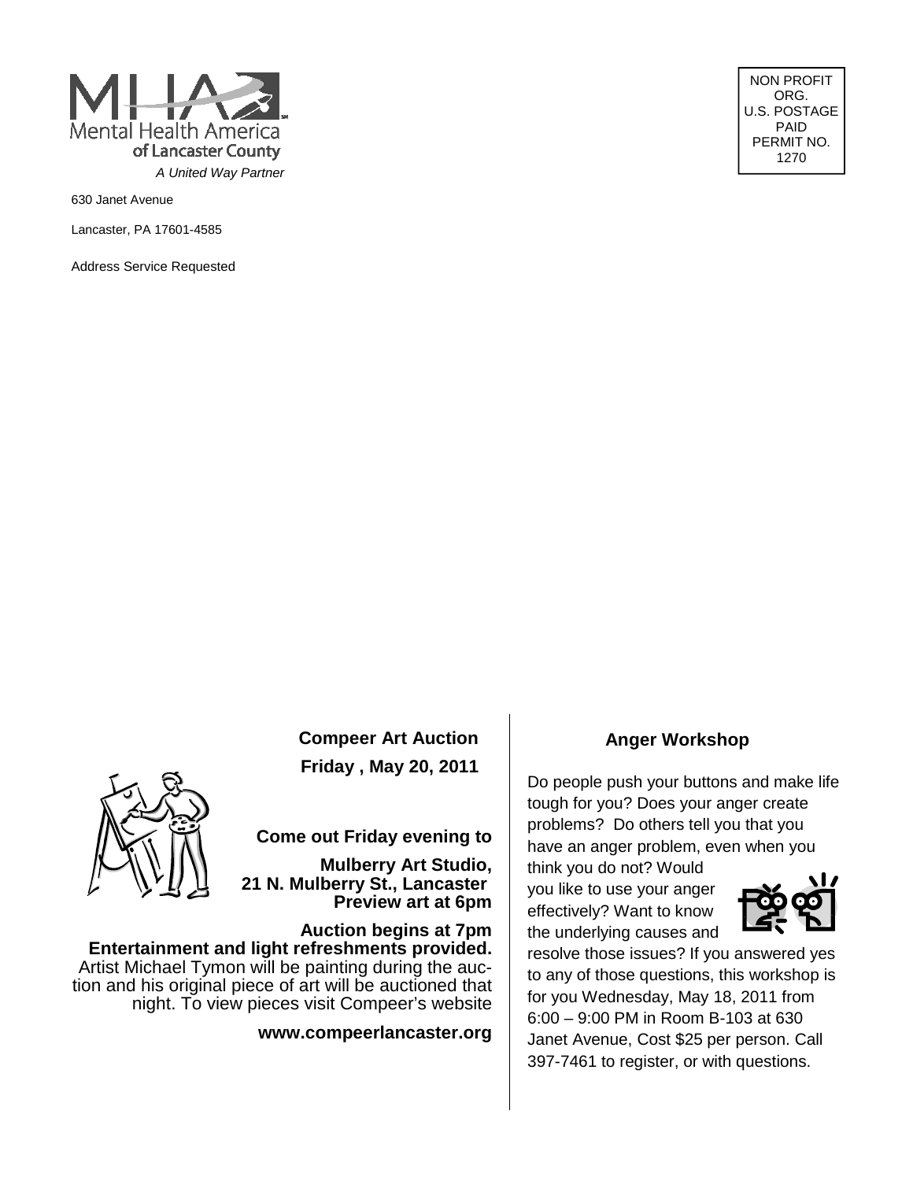Mental Health America of Lancaster County

*A United Way Partner*

630 Janet Avenue

Lancaster, PA 17601-4585

Address Service Requested

NON PROFIT ORG.
U.S. POSTAGE PAID
PERMIT NO. 1270

## Compeer Art Auction

**Friday , May 20, 2011**

**Come out Friday evening to**

**Mulberry Art Studio, 21 N. Mulberry St., Lancaster**
**Preview art at 6pm**

**Auction begins at 7pm**
**Entertainment and light refreshments provided.**

Artist Michael Tymon will be painting during the auction and his original piece of art will be auctioned that night. To view pieces visit Compeer's website

**www.compeerlancaster.org**

## Anger Workshop

Do people push your buttons and make life tough for you? Does your anger create problems? Do others tell you that you have an anger problem, even when you think you do not? Would you like to use your anger effectively? Want to know the underlying causes and resolve those issues? If you answered yes to any of those questions, this workshop is for you Wednesday, May 18, 2011 from 6:00 – 9:00 PM in Room B-103 at 630 Janet Avenue, Cost $25 per person. Call 397-7461 to register, or with questions.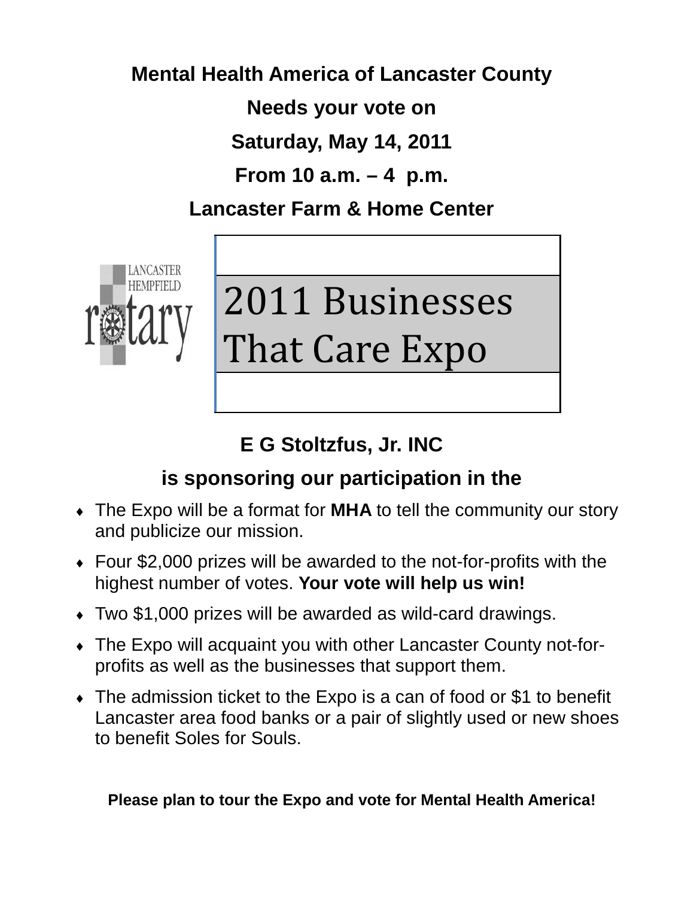**Mental Health America of Lancaster County**

**Needs your vote on**

**Saturday, May 14, 2011**

**From 10 a.m. – 4 p.m.**

**Lancaster Farm & Home Center**

LANCASTER HEMPFIELD rotary

# 2011 Businesses That Care Expo

**E G Stoltzfus, Jr. INC**

**is sponsoring our participation in the**

- The Expo will be a format for **MHA** to tell the community our story and publicize our mission.
- Four $2,000 prizes will be awarded to the not-for-profits with the highest number of votes. **Your vote will help us win!**
- Two $1,000 prizes will be awarded as wild-card drawings.
- The Expo will acquaint you with other Lancaster County not-for-profits as well as the businesses that support them.
- The admission ticket to the Expo is a can of food or $1 to benefit Lancaster area food banks or a pair of slightly used or new shoes to benefit Soles for Souls.

**Please plan to tour the Expo and vote for Mental Health America!**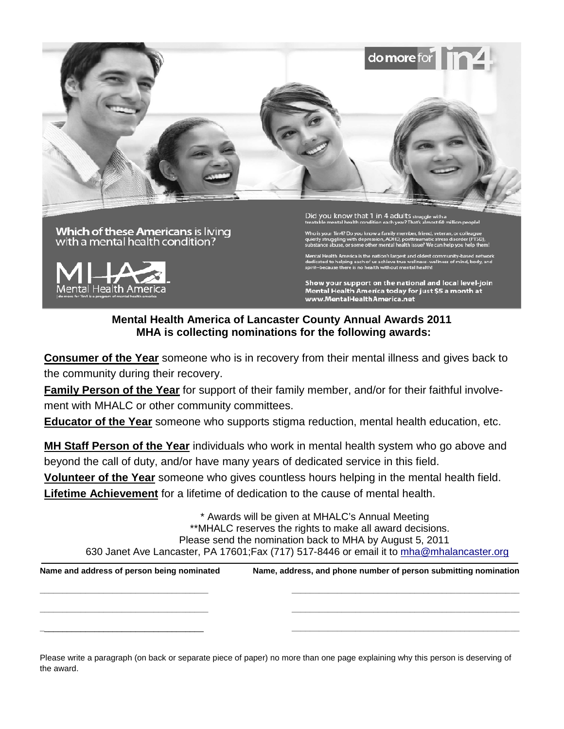do more for 1 in 4

Which of these Americans is living with a mental health condition?

MHA Mental Health America

do more for 1in4 is a program of mental health america

Did you know that 1 in 4 adults struggle with a treatable mental health condition each year? That's almost 60 million people!

Who is your 1in4? Do you know a family member, friend, veteran, or colleague quietly struggling with depression, ADHD, posttraumatic stress disorder (PTSD), substance abuse, or some other mental health issue? We can help you help them!

Mental Health America is the nation's largest and oldest community-based network dedicated to helping each of us achieve true wellness–wellness of mind, body, and spirit–because there is no health without mental health!

**Show your support on the national and local level-join Mental Health America today for just $5 a month at www.MentalHealthAmerica.net**

**Mental Health America of Lancaster County Annual Awards 2011**
**MHA is collecting nominations for the following awards:**

**Consumer of the Year** someone who is in recovery from their mental illness and gives back to the community during their recovery.

**Family Person of the Year** for support of their family member, and/or for their faithful involvement with MHALC or other community committees.

**Educator of the Year** someone who supports stigma reduction, mental health education, etc.

**MH Staff Person of the Year** individuals who work in mental health system who go above and beyond the call of duty, and/or have many years of dedicated service in this field.

**Volunteer of the Year** someone who gives countless hours helping in the mental health field.

**Lifetime Achievement** for a lifetime of dedication to the cause of mental health.

\* Awards will be given at MHALC's Annual Meeting
\*\*MHALC reserves the rights to make all award decisions.
Please send the nomination back to MHA by August 5, 2011
630 Janet Ave Lancaster, PA 17601;Fax (717) 517-8446 or email it to mha@mhalancaster.org

| **Name and address of person being nominated** | **Name, address, and phone number of person submitting nomination** |
|---|---|
| ____________________________ | ____________________________________ |
| ____________________________ | ____________________________________ |
| ____________________________ | ____________________________________ |

Please write a paragraph (on back or separate piece of paper) no more than one page explaining why this person is deserving of the award.